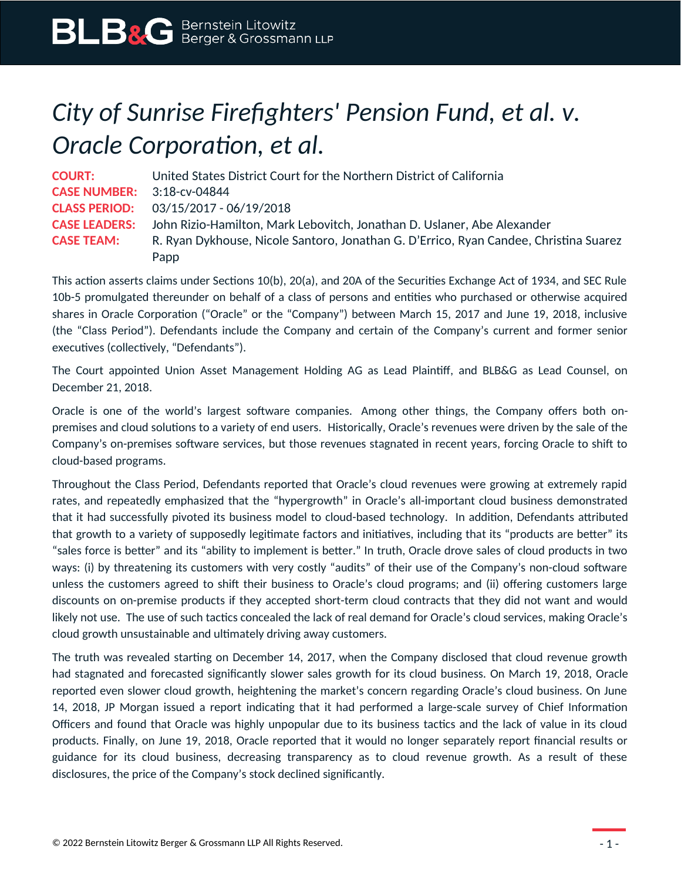# *City of Sunrise Firefighters' Pension Fund, et al. v. Oracle Corporation, et al.*

**COURT:** United States District Court for the Northern District of California
**CASE NUMBER:** 3:18-cv-04844
**CLASS PERIOD:** 03/15/2017 - 06/19/2018
**CASE LEADERS:** John Rizio-Hamilton, Mark Lebovitch, Jonathan D. Uslaner, Abe Alexander
**CASE TEAM:** R. Ryan Dykhouse, Nicole Santoro, Jonathan G. D'Errico, Ryan Candee, Christina Suarez Papp

This action asserts claims under Sections 10(b), 20(a), and 20A of the Securities Exchange Act of 1934, and SEC Rule 10b-5 promulgated thereunder on behalf of a class of persons and entities who purchased or otherwise acquired shares in Oracle Corporation ("Oracle" or the "Company") between March 15, 2017 and June 19, 2018, inclusive (the "Class Period"). Defendants include the Company and certain of the Company's current and former senior executives (collectively, "Defendants").

The Court appointed Union Asset Management Holding AG as Lead Plaintiff, and BLB&G as Lead Counsel, on December 21, 2018.

Oracle is one of the world's largest software companies. Among other things, the Company offers both on-premises and cloud solutions to a variety of end users. Historically, Oracle's revenues were driven by the sale of the Company's on-premises software services, but those revenues stagnated in recent years, forcing Oracle to shift to cloud-based programs.

Throughout the Class Period, Defendants reported that Oracle's cloud revenues were growing at extremely rapid rates, and repeatedly emphasized that the "hypergrowth" in Oracle's all-important cloud business demonstrated that it had successfully pivoted its business model to cloud-based technology. In addition, Defendants attributed that growth to a variety of supposedly legitimate factors and initiatives, including that its "products are better" its "sales force is better" and its "ability to implement is better." In truth, Oracle drove sales of cloud products in two ways: (i) by threatening its customers with very costly "audits" of their use of the Company's non-cloud software unless the customers agreed to shift their business to Oracle's cloud programs; and (ii) offering customers large discounts on on-premise products if they accepted short-term cloud contracts that they did not want and would likely not use. The use of such tactics concealed the lack of real demand for Oracle's cloud services, making Oracle's cloud growth unsustainable and ultimately driving away customers.

The truth was revealed starting on December 14, 2017, when the Company disclosed that cloud revenue growth had stagnated and forecasted significantly slower sales growth for its cloud business. On March 19, 2018, Oracle reported even slower cloud growth, heightening the market's concern regarding Oracle's cloud business. On June 14, 2018, JP Morgan issued a report indicating that it had performed a large-scale survey of Chief Information Officers and found that Oracle was highly unpopular due to its business tactics and the lack of value in its cloud products. Finally, on June 19, 2018, Oracle reported that it would no longer separately report financial results or guidance for its cloud business, decreasing transparency as to cloud revenue growth. As a result of these disclosures, the price of the Company's stock declined significantly.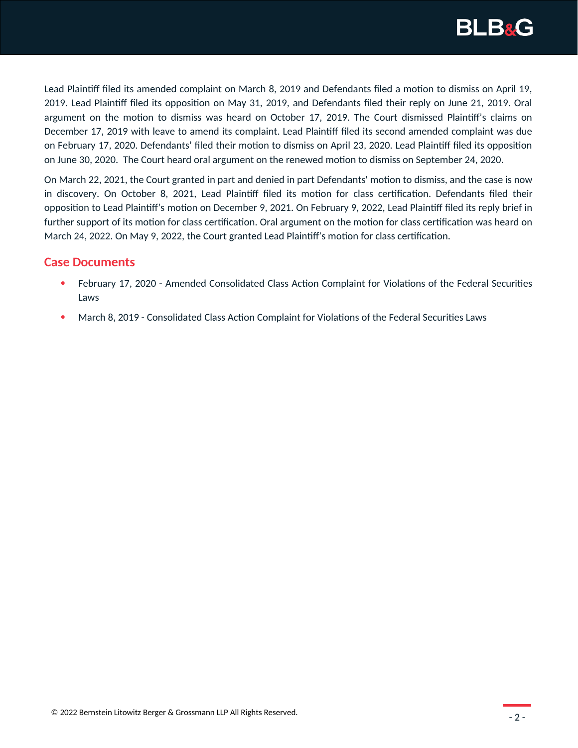Lead Plaintiff filed its amended complaint on March 8, 2019 and Defendants filed a motion to dismiss on April 19, 2019. Lead Plaintiff filed its opposition on May 31, 2019, and Defendants filed their reply on June 21, 2019. Oral argument on the motion to dismiss was heard on October 17, 2019. The Court dismissed Plaintiff's claims on December 17, 2019 with leave to amend its complaint. Lead Plaintiff filed its second amended complaint was due on February 17, 2020. Defendants' filed their motion to dismiss on April 23, 2020. Lead Plaintiff filed its opposition on June 30, 2020. The Court heard oral argument on the renewed motion to dismiss on September 24, 2020.

On March 22, 2021, the Court granted in part and denied in part Defendants' motion to dismiss, and the case is now in discovery. On October 8, 2021, Lead Plaintiff filed its motion for class certification. Defendants filed their opposition to Lead Plaintiff's motion on December 9, 2021. On February 9, 2022, Lead Plaintiff filed its reply brief in further support of its motion for class certification. Oral argument on the motion for class certification was heard on March 24, 2022. On May 9, 2022, the Court granted Lead Plaintiff's motion for class certification.

## Case Documents

- February 17, 2020 - Amended Consolidated Class Action Complaint for Violations of the Federal Securities Laws
- March 8, 2019 - Consolidated Class Action Complaint for Violations of the Federal Securities Laws

© 2022 Bernstein Litowitz Berger & Grossmann LLP All Rights Reserved.